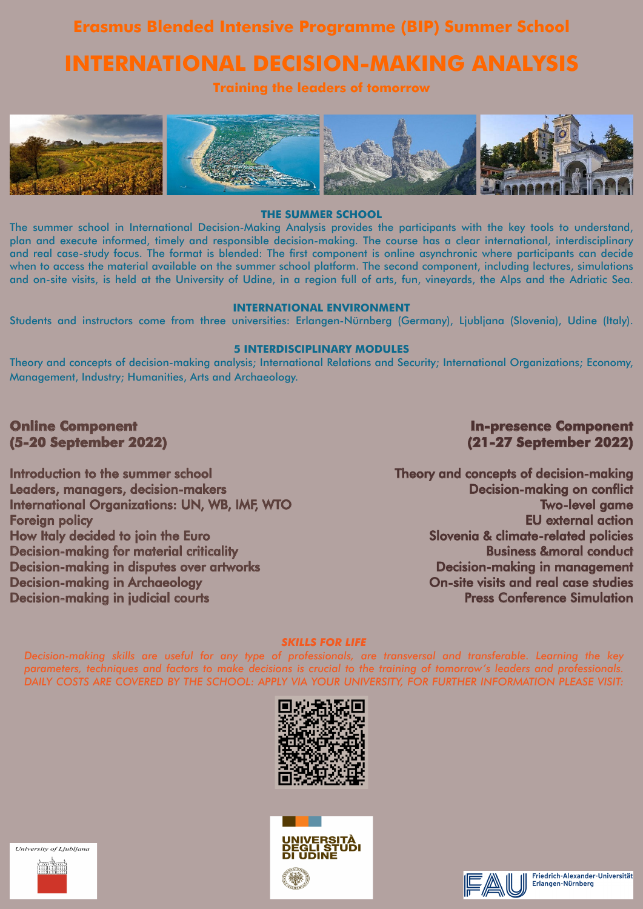# Erasmus Blended Intensive Programme (BIP) Summer School

# INTERNATIONAL DECISION-MAKING ANALYSIS

**Training the leaders of tomorrow**

### THE SUMMER SCHOOL

The summer school in International Decision-Making Analysis provides the participants with the key tools to understand, plan and execute informed, timely and responsible decision-making. The course has a clear international, interdisciplinary and real case-study focus. The format is blended: The first component is online asynchronic where participants can decide when to access the material available on the summer school platform. The second component, including lectures, simulations and on-site visits, is held at the University of Udine, in a region full of arts, fun, vineyards, the Alps and the Adriatic Sea.

### INTERNATIONAL ENVIRONMENT

Students and instructors come from three universities: Erlangen-Nürnberg (Germany), Ljubljana (Slovenia), Udine (Italy).

### 5 INTERDISCIPLINARY MODULES

Theory and concepts of decision-making analysis; International Relations and Security; International Organizations; Economy, Management, Industry; Humanities, Arts and Archaeology.

## Online Component (5-20 September 2022)

- Introduction to the summer school
- Leaders, managers, decision-makers
- International Organizations: UN, WB, IMF, WTO
- Foreign policy
- How Italy decided to join the Euro
- Decision-making for material criticality
- Decision-making in disputes over artworks
- Decision-making in Archaeology
- Decision-making in judicial courts

## In-presence Component (21-27 September 2022)

- Theory and concepts of decision-making
- Decision-making on conflict
- Two-level game
- EU external action
- Slovenia & climate-related policies
- Business &moral conduct
- Decision-making in management
- On-site visits and real case studies
- Press Conference Simulation

### *SKILLS FOR LIFE*

*Decision-making skills are useful for any type of professionals, are transversal and transferable. Learning the key parameters, techniques and factors to make decisions is crucial to the training of tomorrow's leaders and professionals. DAILY COSTS ARE COVERED BY THE SCHOOL: APPLY VIA YOUR UNIVERSITY, FOR FURTHER INFORMATION PLEASE VISIT:*

University of Ljubljana

UNIVERSITÀ DEGLI STUDI DI UDINE

Friedrich-Alexander-Universität Erlangen-Nürnberg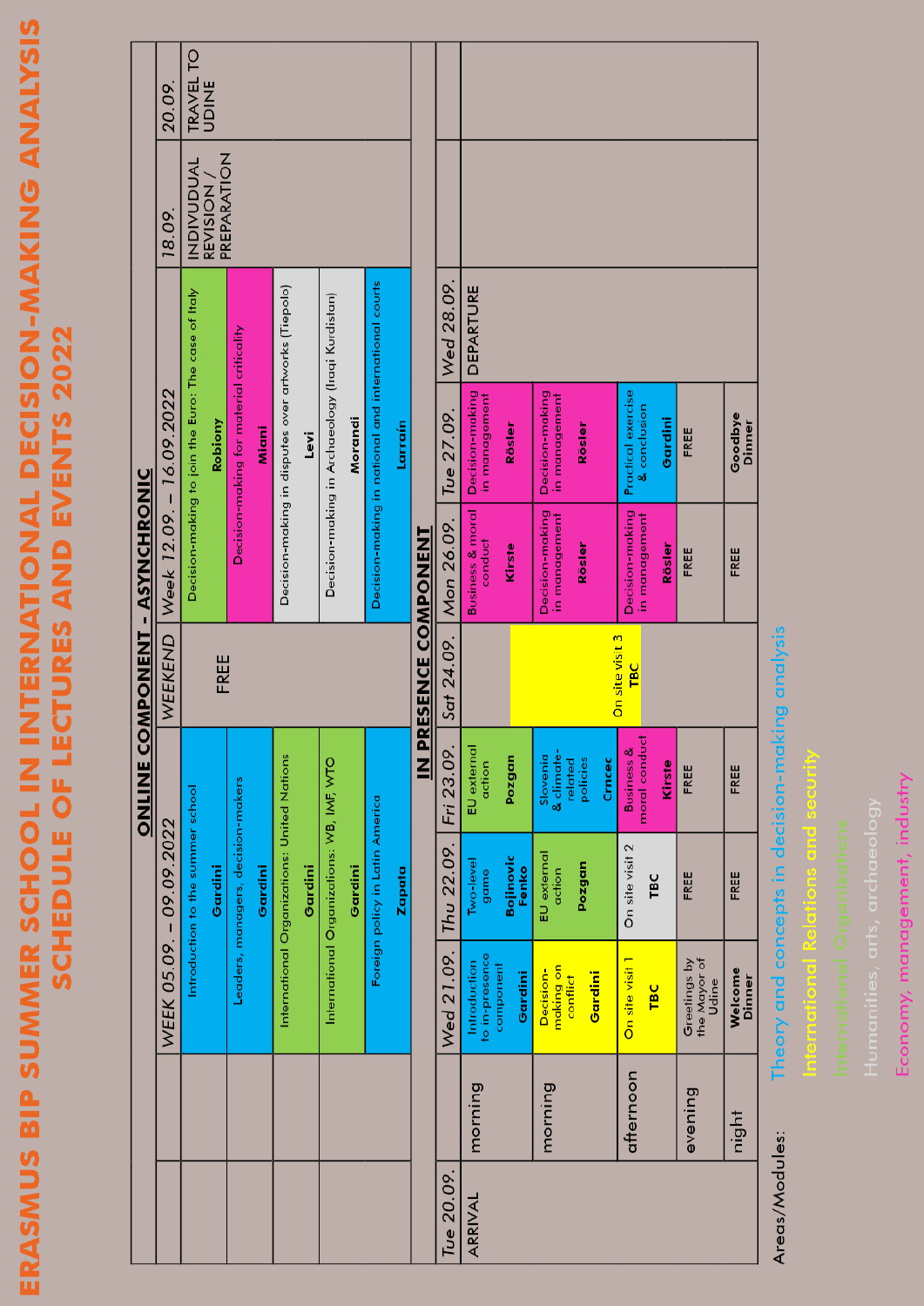# ERASMUS BIP SUMMER SCHOOL IN INTERNATIONAL DECISION-MAKING ANALYSIS

## SCHEDULE OF LECTURES AND EVENTS 2022

### ONLINE COMPONENT - ASYNCHRONIC

| WEEK 05.09. – 09.09.2022 | WEEKEND | Week 12.09. – 16.09.2022 | 18.09. | 20.09. |
|---|---|---|---|---|
| Introduction to the summer school **Gardini** | FREE | Decision-making to join the Euro: The case of Italy **Robiony** | INDIVUDUAL REVISION / PREPARATION | TRAVEL TO UDINE |
| Leaders, managers, decision-makers **Gardini** | | Decision-making for material criticality **Miani** | | |
| International Organizations: United Nations **Gardini** | | Decision-making in disputes over artworks (Tiepolo) **Levi** | | |
| International Organizations: WB, IMF, WTO **Gardini** | | Decision-making in Archaeology (Iraqi Kurdistan) **Morandi** | | |
| Foreign policy in Latin America **Zapata** | | Decision-making in national and international courts **Larraín** | | |

### IN PRESENCE COMPONENT

| Tue 20.09. | | Wed 21.09. | Thu 22.09. | Fri 23.09. | Sat 24.09. | Mon 26.09. | Tue 27.09. | Wed 28.09. |
|---|---|---|---|---|---|---|---|---|
| ARRIVAL | morning | Introduction to in-presence component **Gardini** | Two-level game **Boljnovic Fenko** | EU external action **Pozgan** | | Business & moral conduct **Kirste** | Decision-making in management **Rösler** | DEPARTURE |
| | morning | Decision-making on conflict **Gardini** | EU external action **Pozgan** | Slovenia & climate-related policies **Crncec** | On site visit 3 **TBC** | Decision-making in management **Rösler** | Decision-making in management **Rösler** | |
| | afternoon | On site visit 1 **TBC** | On site visit 2 **TBC** | Business & moral conduct **Kirste** | | Decision-making in management **Rösler** | Practical exercise & conclusion **Gardini** | |
| | evening | Greetings by the Mayor of Udine | FREE | FREE | | FREE | FREE | |
| | night | **Welcome Dinner** | FREE | FREE | | FREE | **Goodbye Dinner** | |

Areas/Modules:

- Theory and concepts in decision-making analysis
- International Relations and security
- International Organizations
- Humanities, arts, archaeology
- Economy, management, industry